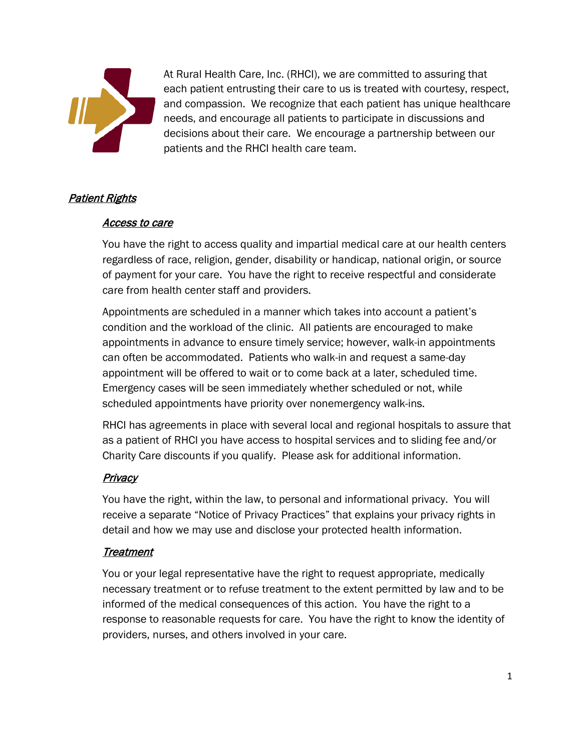At Rural Health Care, Inc. (RHCI), we are committed to assuring that each patient entrusting their care to us is treated with courtesy, respect, and compassion. We recognize that each patient has unique healthcare needs, and encourage all patients to participate in discussions and decisions about their care. We encourage a partnership between our patients and the RHCI health care team.

## *Patient Rights*

### *Access to care*

You have the right to access quality and impartial medical care at our health centers regardless of race, religion, gender, disability or handicap, national origin, or source of payment for your care. You have the right to receive respectful and considerate care from health center staff and providers.

Appointments are scheduled in a manner which takes into account a patient's condition and the workload of the clinic. All patients are encouraged to make appointments in advance to ensure timely service; however, walk-in appointments can often be accommodated. Patients who walk-in and request a same-day appointment will be offered to wait or to come back at a later, scheduled time. Emergency cases will be seen immediately whether scheduled or not, while scheduled appointments have priority over nonemergency walk-ins.

RHCI has agreements in place with several local and regional hospitals to assure that as a patient of RHCI you have access to hospital services and to sliding fee and/or Charity Care discounts if you qualify. Please ask for additional information.

### *Privacy*

You have the right, within the law, to personal and informational privacy. You will receive a separate "Notice of Privacy Practices" that explains your privacy rights in detail and how we may use and disclose your protected health information.

### *Treatment*

You or your legal representative have the right to request appropriate, medically necessary treatment or to refuse treatment to the extent permitted by law and to be informed of the medical consequences of this action. You have the right to a response to reasonable requests for care. You have the right to know the identity of providers, nurses, and others involved in your care.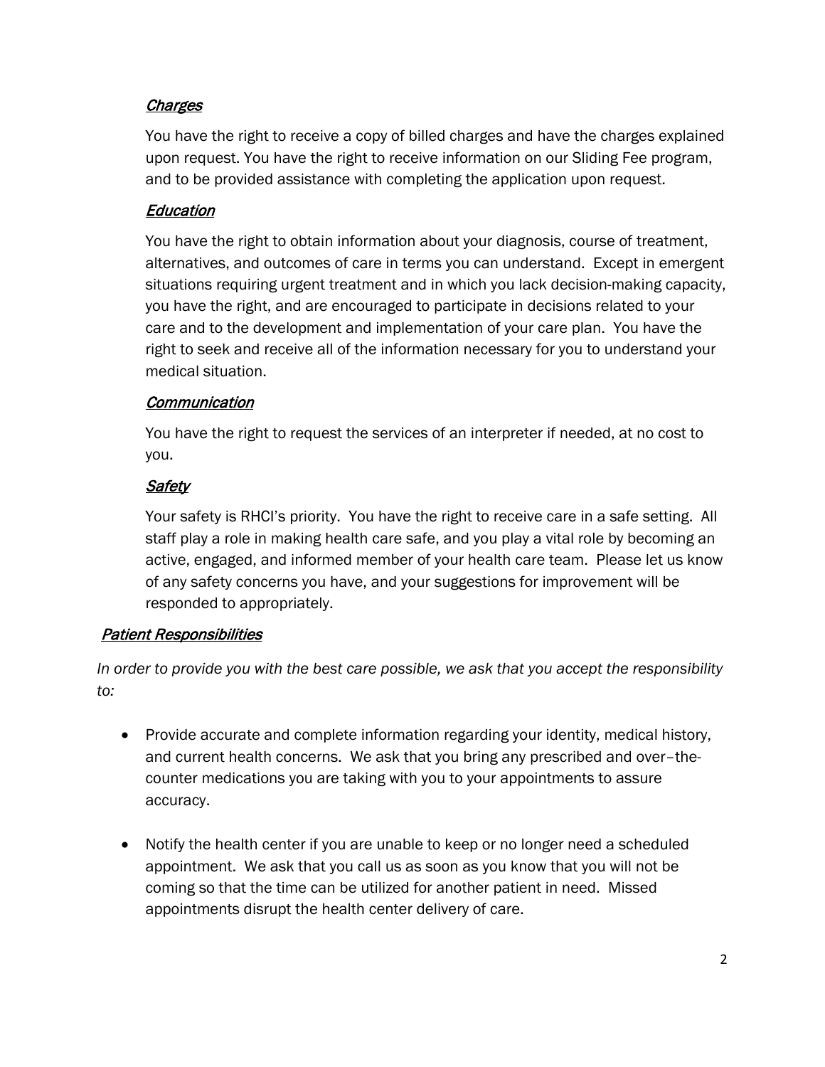### *Charges*

You have the right to receive a copy of billed charges and have the charges explained upon request. You have the right to receive information on our Sliding Fee program, and to be provided assistance with completing the application upon request.

### *Education*

You have the right to obtain information about your diagnosis, course of treatment, alternatives, and outcomes of care in terms you can understand. Except in emergent situations requiring urgent treatment and in which you lack decision-making capacity, you have the right, and are encouraged to participate in decisions related to your care and to the development and implementation of your care plan. You have the right to seek and receive all of the information necessary for you to understand your medical situation.

### *Communication*

You have the right to request the services of an interpreter if needed, at no cost to you.

### *Safety*

Your safety is RHCI's priority. You have the right to receive care in a safe setting. All staff play a role in making health care safe, and you play a vital role by becoming an active, engaged, and informed member of your health care team. Please let us know of any safety concerns you have, and your suggestions for improvement will be responded to appropriately.

## *Patient Responsibilities*

*In order to provide you with the best care possible, we ask that you accept the responsibility to:*

- Provide accurate and complete information regarding your identity, medical history, and current health concerns. We ask that you bring any prescribed and over–the-counter medications you are taking with you to your appointments to assure accuracy.

- Notify the health center if you are unable to keep or no longer need a scheduled appointment. We ask that you call us as soon as you know that you will not be coming so that the time can be utilized for another patient in need. Missed appointments disrupt the health center delivery of care.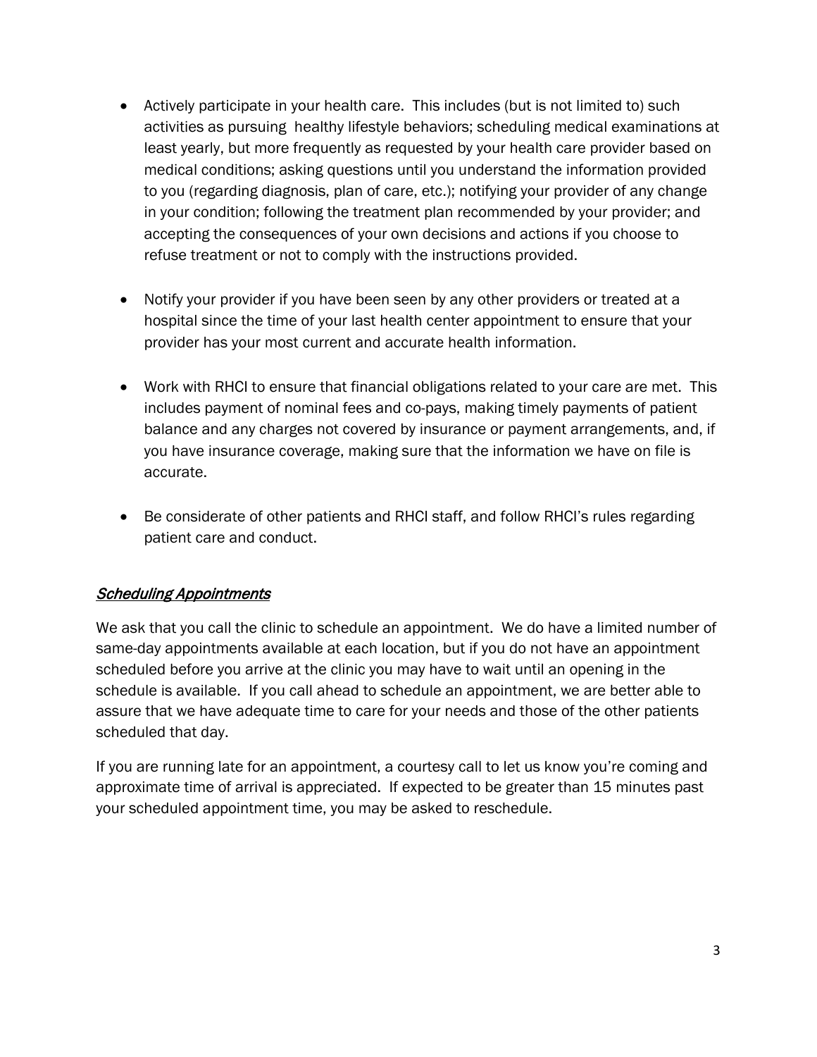- Actively participate in your health care. This includes (but is not limited to) such activities as pursuing healthy lifestyle behaviors; scheduling medical examinations at least yearly, but more frequently as requested by your health care provider based on medical conditions; asking questions until you understand the information provided to you (regarding diagnosis, plan of care, etc.); notifying your provider of any change in your condition; following the treatment plan recommended by your provider; and accepting the consequences of your own decisions and actions if you choose to refuse treatment or not to comply with the instructions provided.

- Notify your provider if you have been seen by any other providers or treated at a hospital since the time of your last health center appointment to ensure that your provider has your most current and accurate health information.

- Work with RHCI to ensure that financial obligations related to your care are met. This includes payment of nominal fees and co-pays, making timely payments of patient balance and any charges not covered by insurance or payment arrangements, and, if you have insurance coverage, making sure that the information we have on file is accurate.

- Be considerate of other patients and RHCI staff, and follow RHCI's rules regarding patient care and conduct.

## *Scheduling Appointments*

We ask that you call the clinic to schedule an appointment. We do have a limited number of same-day appointments available at each location, but if you do not have an appointment scheduled before you arrive at the clinic you may have to wait until an opening in the schedule is available. If you call ahead to schedule an appointment, we are better able to assure that we have adequate time to care for your needs and those of the other patients scheduled that day.

If you are running late for an appointment, a courtesy call to let us know you're coming and approximate time of arrival is appreciated. If expected to be greater than 15 minutes past your scheduled appointment time, you may be asked to reschedule.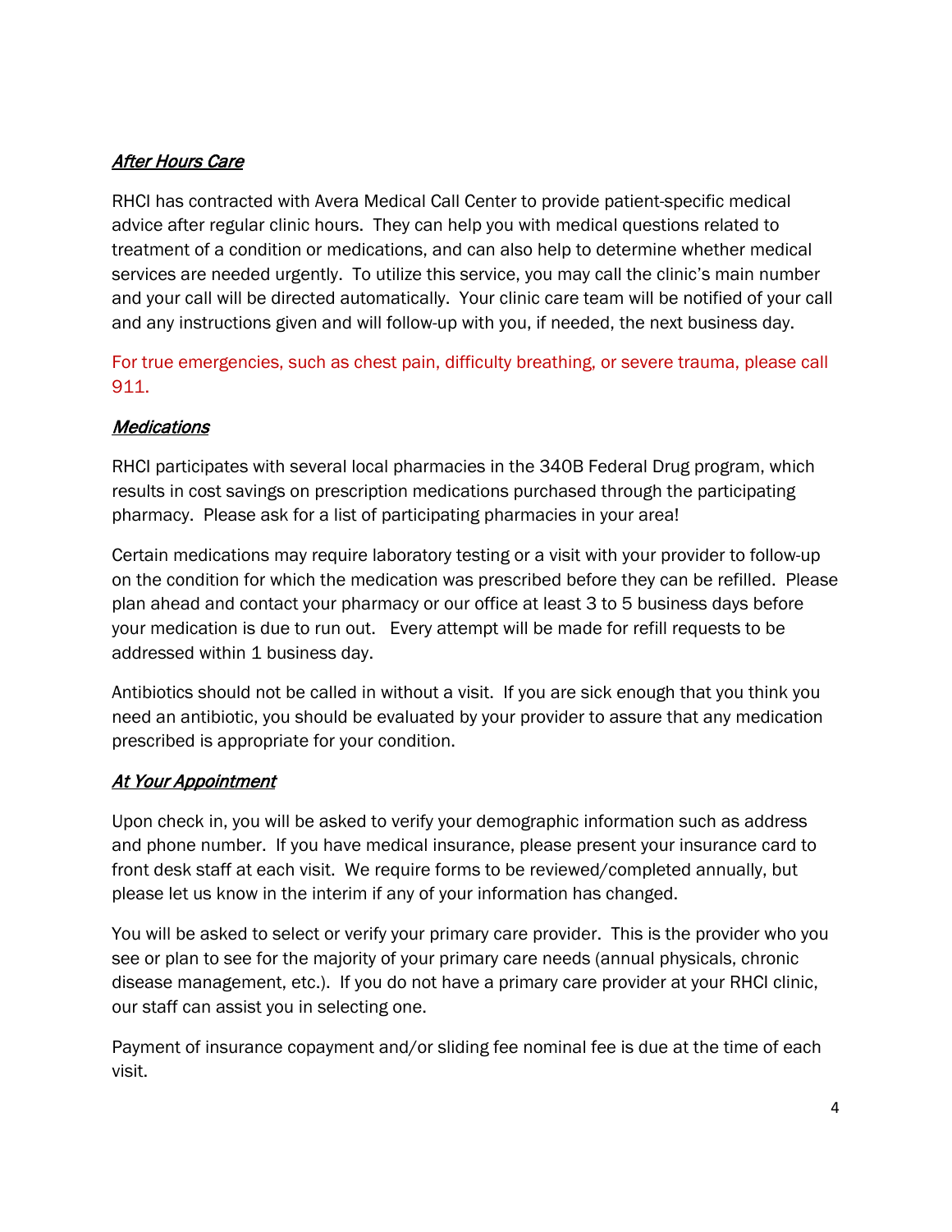## ***After Hours Care***

RHCI has contracted with Avera Medical Call Center to provide patient-specific medical advice after regular clinic hours. They can help you with medical questions related to treatment of a condition or medications, and can also help to determine whether medical services are needed urgently. To utilize this service, you may call the clinic's main number and your call will be directed automatically. Your clinic care team will be notified of your call and any instructions given and will follow-up with you, if needed, the next business day.

For true emergencies, such as chest pain, difficulty breathing, or severe trauma, please call 911.

## ***Medications***

RHCI participates with several local pharmacies in the 340B Federal Drug program, which results in cost savings on prescription medications purchased through the participating pharmacy. Please ask for a list of participating pharmacies in your area!

Certain medications may require laboratory testing or a visit with your provider to follow-up on the condition for which the medication was prescribed before they can be refilled. Please plan ahead and contact your pharmacy or our office at least 3 to 5 business days before your medication is due to run out. Every attempt will be made for refill requests to be addressed within 1 business day.

Antibiotics should not be called in without a visit. If you are sick enough that you think you need an antibiotic, you should be evaluated by your provider to assure that any medication prescribed is appropriate for your condition.

## ***At Your Appointment***

Upon check in, you will be asked to verify your demographic information such as address and phone number. If you have medical insurance, please present your insurance card to front desk staff at each visit. We require forms to be reviewed/completed annually, but please let us know in the interim if any of your information has changed.

You will be asked to select or verify your primary care provider. This is the provider who you see or plan to see for the majority of your primary care needs (annual physicals, chronic disease management, etc.). If you do not have a primary care provider at your RHCI clinic, our staff can assist you in selecting one.

Payment of insurance copayment and/or sliding fee nominal fee is due at the time of each visit.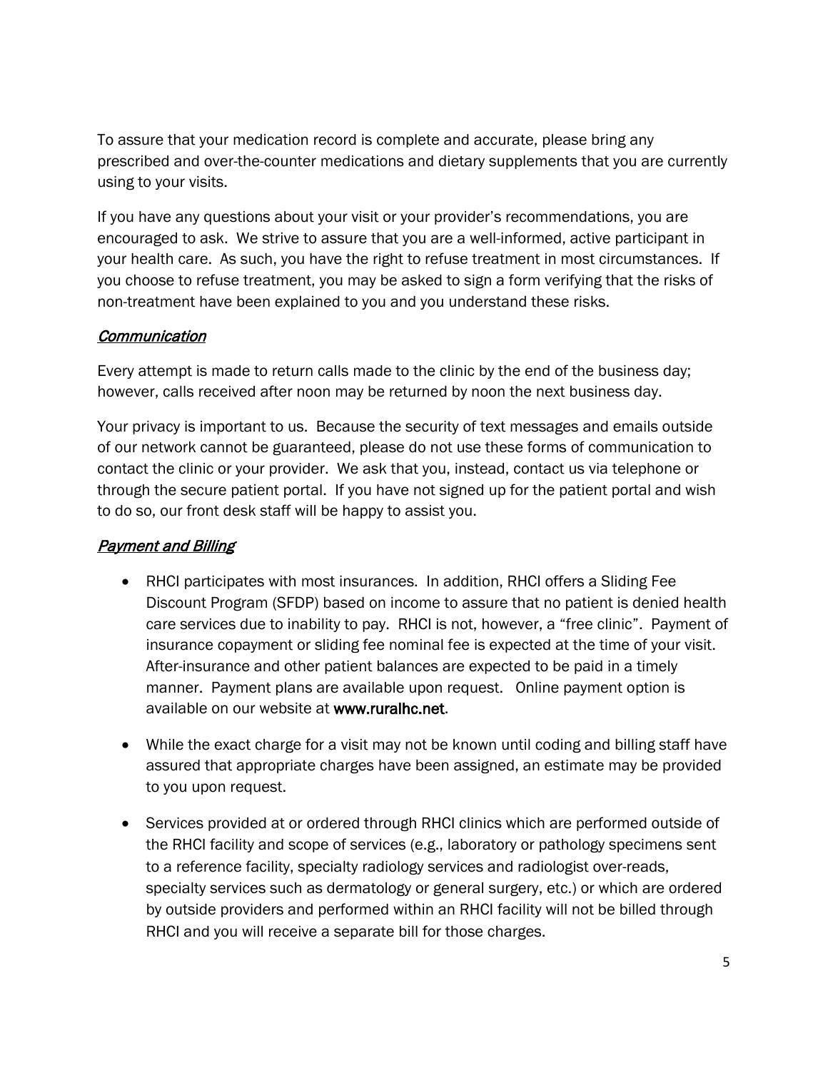To assure that your medication record is complete and accurate, please bring any prescribed and over-the-counter medications and dietary supplements that you are currently using to your visits.

If you have any questions about your visit or your provider's recommendations, you are encouraged to ask. We strive to assure that you are a well-informed, active participant in your health care. As such, you have the right to refuse treatment in most circumstances. If you choose to refuse treatment, you may be asked to sign a form verifying that the risks of non-treatment have been explained to you and you understand these risks.

### *Communication*

Every attempt is made to return calls made to the clinic by the end of the business day; however, calls received after noon may be returned by noon the next business day.

Your privacy is important to us. Because the security of text messages and emails outside of our network cannot be guaranteed, please do not use these forms of communication to contact the clinic or your provider. We ask that you, instead, contact us via telephone or through the secure patient portal. If you have not signed up for the patient portal and wish to do so, our front desk staff will be happy to assist you.

### *Payment and Billing*

- RHCI participates with most insurances. In addition, RHCI offers a Sliding Fee Discount Program (SFDP) based on income to assure that no patient is denied health care services due to inability to pay. RHCI is not, however, a "free clinic". Payment of insurance copayment or sliding fee nominal fee is expected at the time of your visit. After-insurance and other patient balances are expected to be paid in a timely manner. Payment plans are available upon request. Online payment option is available on our website at **www.ruralhc.net**.

- While the exact charge for a visit may not be known until coding and billing staff have assured that appropriate charges have been assigned, an estimate may be provided to you upon request.

- Services provided at or ordered through RHCI clinics which are performed outside of the RHCI facility and scope of services (e.g., laboratory or pathology specimens sent to a reference facility, specialty radiology services and radiologist over-reads, specialty services such as dermatology or general surgery, etc.) or which are ordered by outside providers and performed within an RHCI facility will not be billed through RHCI and you will receive a separate bill for those charges.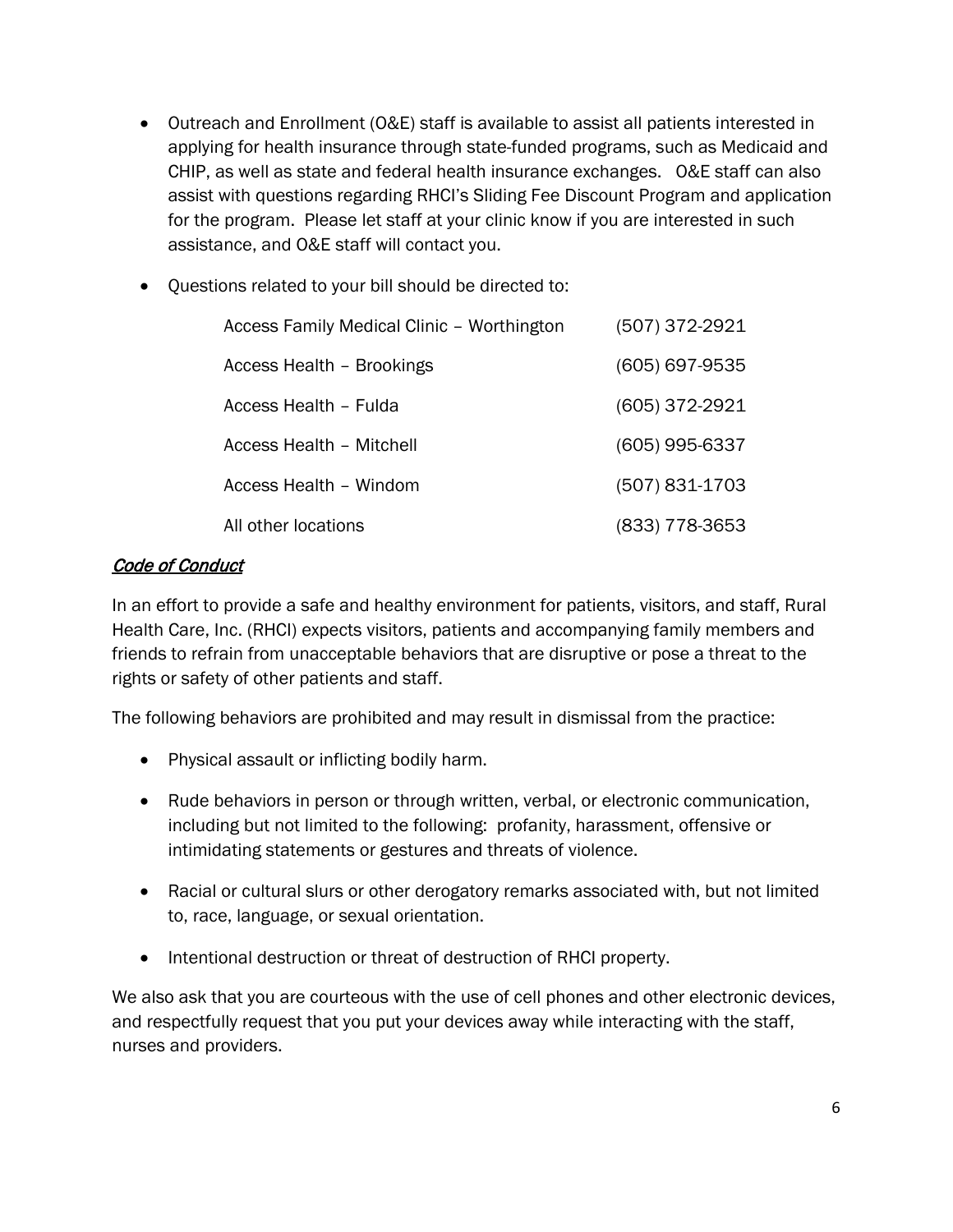- Outreach and Enrollment (O&E) staff is available to assist all patients interested in applying for health insurance through state-funded programs, such as Medicaid and CHIP, as well as state and federal health insurance exchanges. O&E staff can also assist with questions regarding RHCI's Sliding Fee Discount Program and application for the program. Please let staff at your clinic know if you are interested in such assistance, and O&E staff will contact you.

- Questions related to your bill should be directed to:

| | |
|---|---|
| Access Family Medical Clinic – Worthington | (507) 372-2921 |
| Access Health – Brookings | (605) 697-9535 |
| Access Health – Fulda | (605) 372-2921 |
| Access Health – Mitchell | (605) 995-6337 |
| Access Health – Windom | (507) 831-1703 |
| All other locations | (833) 778-3653 |

## *Code of Conduct*

In an effort to provide a safe and healthy environment for patients, visitors, and staff, Rural Health Care, Inc. (RHCI) expects visitors, patients and accompanying family members and friends to refrain from unacceptable behaviors that are disruptive or pose a threat to the rights or safety of other patients and staff.

The following behaviors are prohibited and may result in dismissal from the practice:

- Physical assault or inflicting bodily harm.
- Rude behaviors in person or through written, verbal, or electronic communication, including but not limited to the following: profanity, harassment, offensive or intimidating statements or gestures and threats of violence.
- Racial or cultural slurs or other derogatory remarks associated with, but not limited to, race, language, or sexual orientation.
- Intentional destruction or threat of destruction of RHCI property.

We also ask that you are courteous with the use of cell phones and other electronic devices, and respectfully request that you put your devices away while interacting with the staff, nurses and providers.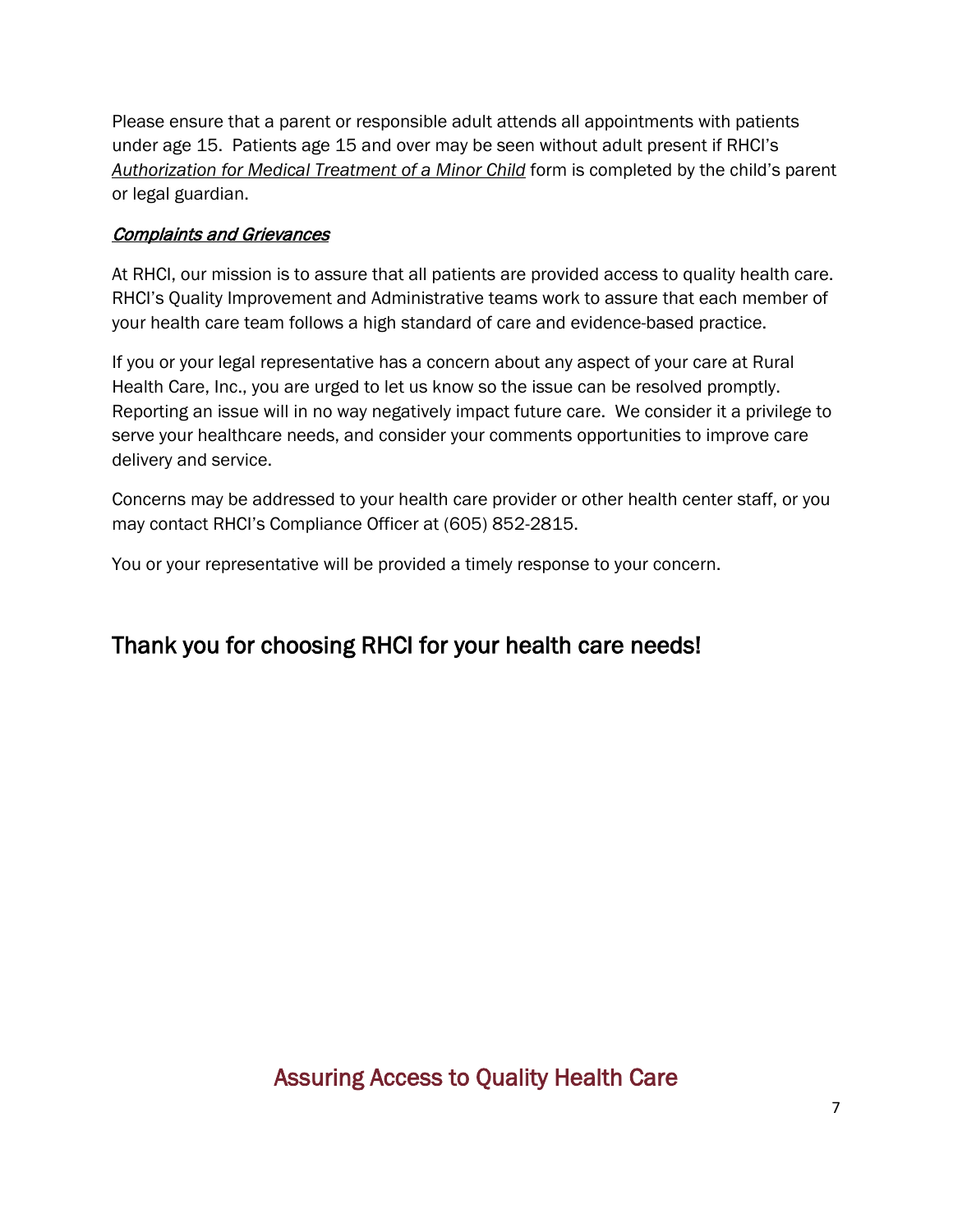Please ensure that a parent or responsible adult attends all appointments with patients under age 15. Patients age 15 and over may be seen without adult present if RHCI's *Authorization for Medical Treatment of a Minor Child* form is completed by the child's parent or legal guardian.

### *Complaints and Grievances*

At RHCI, our mission is to assure that all patients are provided access to quality health care. RHCI's Quality Improvement and Administrative teams work to assure that each member of your health care team follows a high standard of care and evidence-based practice.

If you or your legal representative has a concern about any aspect of your care at Rural Health Care, Inc., you are urged to let us know so the issue can be resolved promptly. Reporting an issue will in no way negatively impact future care. We consider it a privilege to serve your healthcare needs, and consider your comments opportunities to improve care delivery and service.

Concerns may be addressed to your health care provider or other health center staff, or you may contact RHCI's Compliance Officer at (605) 852-2815.

You or your representative will be provided a timely response to your concern.

## Thank you for choosing RHCI for your health care needs!

Assuring Access to Quality Health Care